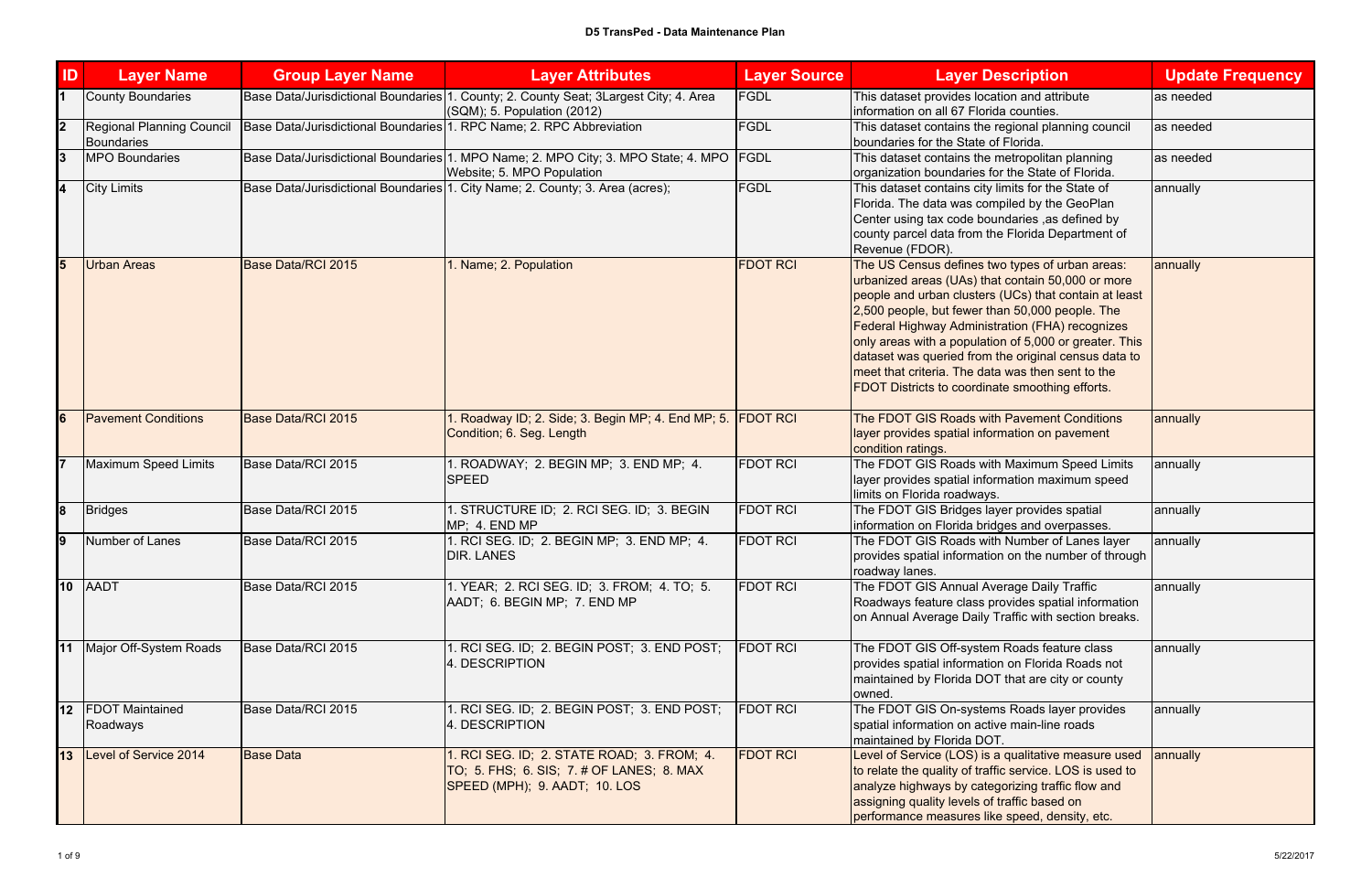# D5 TransPed - Data Maintenance Plan

| ID | Layer Name | Group Layer Name | Layer Attributes | Layer Source | Layer Description | Update Frequency |
|---|---|---|---|---|---|---|
| 1 | County Boundaries | Base Data/Jurisdictional Boundaries | 1. County; 2. County Seat; 3Largest City; 4. Area (SQM); 5. Population (2012) | FGDL | This dataset provides location and attribute information on all 67 Florida counties. | as needed |
| 2 | Regional Planning Council Boundaries | Base Data/Jurisdictional Boundaries | 1. RPC Name; 2. RPC Abbreviation | FGDL | This dataset contains the regional planning council boundaries for the State of Florida. | as needed |
| 3 | MPO Boundaries | Base Data/Jurisdictional Boundaries | 1. MPO Name; 2. MPO City; 3. MPO State; 4. MPO Website; 5. MPO Population | FGDL | This dataset contains the metropolitan planning organization boundaries for the State of Florida. | as needed |
| 4 | City Limits | Base Data/Jurisdictional Boundaries | 1. City Name; 2. County; 3. Area (acres); | FGDL | This dataset contains city limits for the State of Florida. The data was compiled by the GeoPlan Center using tax code boundaries ,as defined by county parcel data from the Florida Department of Revenue (FDOR). | annually |
| 5 | Urban Areas | Base Data/RCI 2015 | 1. Name; 2. Population | FDOT RCI | The US Census defines two types of urban areas: urbanized areas (UAs) that contain 50,000 or more people and urban clusters (UCs) that contain at least 2,500 people, but fewer than 50,000 people. The Federal Highway Administration (FHA) recognizes only areas with a population of 5,000 or greater. This dataset was queried from the original census data to meet that criteria. The data was then sent to the FDOT Districts to coordinate smoothing efforts. | annually |
| 6 | Pavement Conditions | Base Data/RCI 2015 | 1. Roadway ID; 2. Side; 3. Begin MP; 4. End MP; 5. Condition; 6. Seg. Length | FDOT RCI | The FDOT GIS Roads with Pavement Conditions layer provides spatial information on pavement condition ratings. | annually |
| 7 | Maximum Speed Limits | Base Data/RCI 2015 | 1. ROADWAY; 2. BEGIN MP; 3. END MP; 4. SPEED | FDOT RCI | The FDOT GIS Roads with Maximum Speed Limits layer provides spatial information maximum speed limits on Florida roadways. | annually |
| 8 | Bridges | Base Data/RCI 2015 | 1. STRUCTURE ID; 2. RCI SEG. ID; 3. BEGIN MP; 4. END MP | FDOT RCI | The FDOT GIS Bridges layer provides spatial information on Florida bridges and overpasses. | annually |
| 9 | Number of Lanes | Base Data/RCI 2015 | 1. RCI SEG. ID; 2. BEGIN MP; 3. END MP; 4. DIR. LANES | FDOT RCI | The FDOT GIS Roads with Number of Lanes layer provides spatial information on the number of through roadway lanes. | annually |
| 10 | AADT | Base Data/RCI 2015 | 1. YEAR; 2. RCI SEG. ID; 3. FROM; 4. TO; 5. AADT; 6. BEGIN MP; 7. END MP | FDOT RCI | The FDOT GIS Annual Average Daily Traffic Roadways feature class provides spatial information on Annual Average Daily Traffic with section breaks. | annually |
| 11 | Major Off-System Roads | Base Data/RCI 2015 | 1. RCI SEG. ID; 2. BEGIN POST; 3. END POST; 4. DESCRIPTION | FDOT RCI | The FDOT GIS Off-system Roads feature class provides spatial information on Florida Roads not maintained by Florida DOT that are city or county owned. | annually |
| 12 | FDOT Maintained Roadways | Base Data/RCI 2015 | 1. RCI SEG. ID; 2. BEGIN POST; 3. END POST; 4. DESCRIPTION | FDOT RCI | The FDOT GIS On-systems Roads layer provides spatial information on active main-line roads maintained by Florida DOT. | annually |
| 13 | Level of Service 2014 | Base Data | 1. RCI SEG. ID; 2. STATE ROAD; 3. FROM; 4. TO; 5. FHS; 6. SIS; 7. # OF LANES; 8. MAX SPEED (MPH); 9. AADT; 10. LOS | FDOT RCI | Level of Service (LOS) is a qualitative measure used to relate the quality of traffic service. LOS is used to analyze highways by categorizing traffic flow and assigning quality levels of traffic based on performance measures like speed, density, etc. | annually |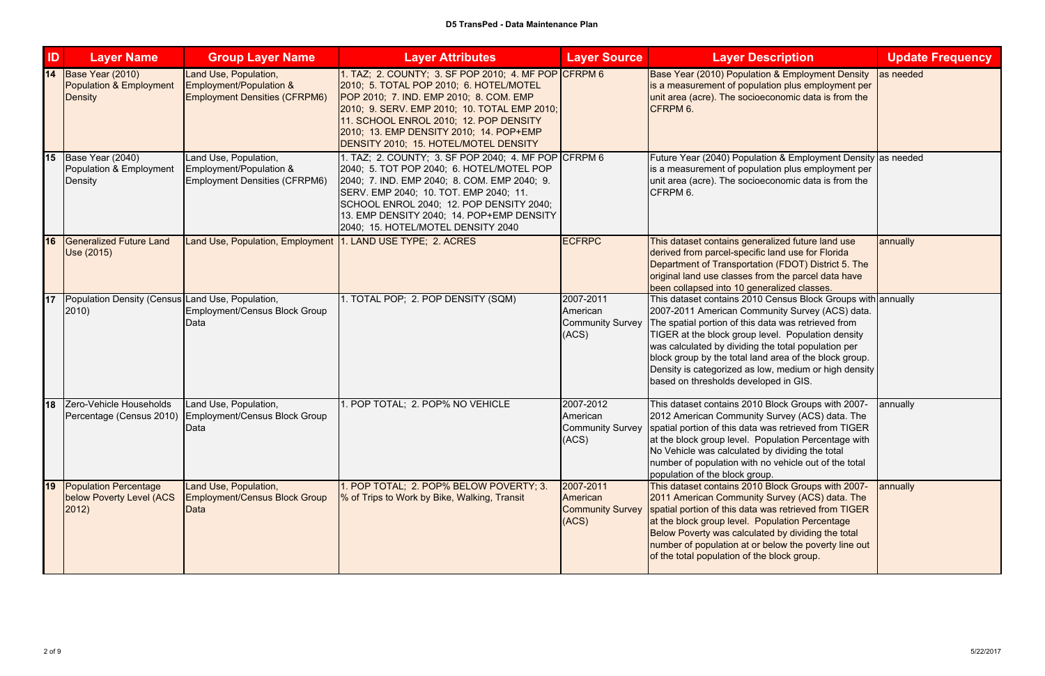**D5 TransPed - Data Maintenance Plan**

| ID | Layer Name | Group Layer Name | Layer Attributes | Layer Source | Layer Description | Update Frequency |
|---|---|---|---|---|---|---|
| 14 | Base Year (2010) Population & Employment Density | Land Use, Population, Employment/Population & Employment Densities (CFRPM6) | 1. TAZ; 2. COUNTY; 3. SF POP 2010; 4. MF POP 2010; 5. TOTAL POP 2010; 6. HOTEL/MOTEL POP 2010; 7. IND. EMP 2010; 8. COM. EMP 2010; 9. SERV. EMP 2010; 10. TOTAL EMP 2010; 11. SCHOOL ENROL 2010; 12. POP DENSITY 2010; 13. EMP DENSITY 2010; 14. POP+EMP DENSITY 2010; 15. HOTEL/MOTEL DENSITY | CFRPM 6 | Base Year (2010) Population & Employment Density is a measurement of population plus employment per unit area (acre). The socioeconomic data is from the CFRPM 6. | as needed |
| 15 | Base Year (2040) Population & Employment Density | Land Use, Population, Employment/Population & Employment Densities (CFRPM6) | 1. TAZ; 2. COUNTY; 3. SF POP 2040; 4. MF POP 2040; 5. TOT POP 2040; 6. HOTEL/MOTEL POP 2040; 7. IND. EMP 2040; 8. COM. EMP 2040; 9. SERV. EMP 2040; 10. TOT. EMP 2040; 11. SCHOOL ENROL 2040; 12. POP DENSITY 2040; 13. EMP DENSITY 2040; 14. POP+EMP DENSITY 2040; 15. HOTEL/MOTEL DENSITY 2040 | CFRPM 6 | Future Year (2040) Population & Employment Density is a measurement of population plus employment per unit area (acre). The socioeconomic data is from the CFRPM 6. | as needed |
| 16 | Generalized Future Land Use (2015) | Land Use, Population, Employment | 1. LAND USE TYPE; 2. ACRES | ECFRPC | This dataset contains generalized future land use derived from parcel-specific land use for Florida Department of Transportation (FDOT) District 5. The original land use classes from the parcel data have been collapsed into 10 generalized classes. | annually |
| 17 | Population Density (Census 2010) | Land Use, Population, Employment/Census Block Group Data | 1. TOTAL POP; 2. POP DENSITY (SQM) | 2007-2011 American Community Survey (ACS) | This dataset contains 2010 Census Block Groups with 2007-2011 American Community Survey (ACS) data. The spatial portion of this data was retrieved from TIGER at the block group level. Population density was calculated by dividing the total population per block group by the total land area of the block group. Density is categorized as low, medium or high density based on thresholds developed in GIS. | annually |
| 18 | Zero-Vehicle Households Percentage (Census 2010) | Land Use, Population, Employment/Census Block Group Data | 1. POP TOTAL; 2. POP% NO VEHICLE | 2007-2012 American Community Survey (ACS) | This dataset contains 2010 Block Groups with 2007-2012 American Community Survey (ACS) data. The spatial portion of this data was retrieved from TIGER at the block group level. Population Percentage with No Vehicle was calculated by dividing the total number of population with no vehicle out of the total population of the block group. | annually |
| 19 | Population Percentage below Poverty Level (ACS 2012) | Land Use, Population, Employment/Census Block Group Data | 1. POP TOTAL; 2. POP% BELOW POVERTY; 3. % of Trips to Work by Bike, Walking, Transit | 2007-2011 American Community Survey (ACS) | This dataset contains 2010 Block Groups with 2007-2011 American Community Survey (ACS) data. The spatial portion of this data was retrieved from TIGER at the block group level. Population Percentage Below Poverty was calculated by dividing the total number of population at or below the poverty line out of the total population of the block group. | annually |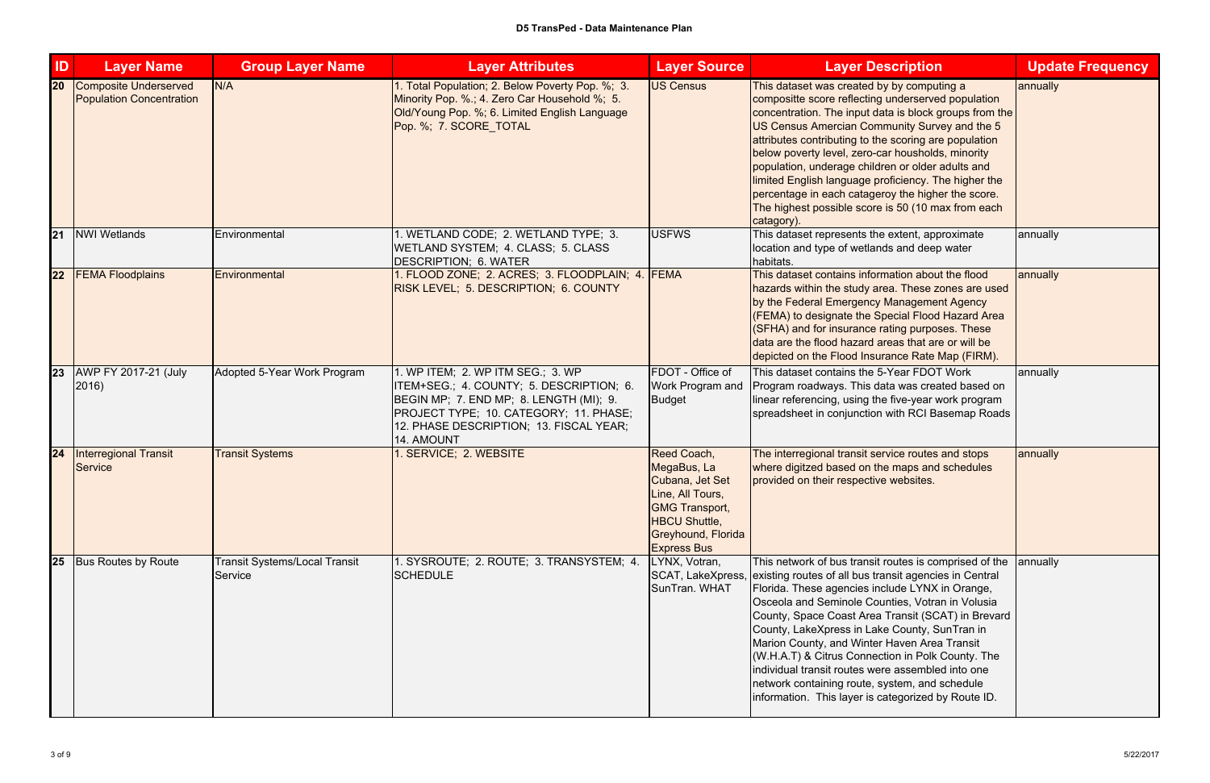**D5 TransPed - Data Maintenance Plan**

| ID | Layer Name | Group Layer Name | Layer Attributes | Layer Source | Layer Description | Update Frequency |
|---|---|---|---|---|---|---|
| 20 | Composite Underserved Population Concentration | N/A | 1. Total Population; 2. Below Poverty Pop. %; 3. Minority Pop. %.; 4. Zero Car Household %; 5. Old/Young Pop. %; 6. Limited English Language Pop. %; 7. SCORE_TOTAL | US Census | This dataset was created by by computing a compositte score reflecting underserved population concentration. The input data is block groups from the US Census Amercian Community Survey and the 5 attributes contributing to the scoring are population below poverty level, zero-car housholds, minority population, underage children or older adults and limited English language proficiency. The higher the percentage in each catageroy the higher the score. The highest possible score is 50 (10 max from each catagory). | annually |
| 21 | NWI Wetlands | Environmental | 1. WETLAND CODE; 2. WETLAND TYPE; 3. WETLAND SYSTEM; 4. CLASS; 5. CLASS DESCRIPTION; 6. WATER | USFWS | This dataset represents the extent, approximate location and type of wetlands and deep water habitats. | annually |
| 22 | FEMA Floodplains | Environmental | 1. FLOOD ZONE; 2. ACRES; 3. FLOODPLAIN; 4. RISK LEVEL; 5. DESCRIPTION; 6. COUNTY | FEMA | This dataset contains information about the flood hazards within the study area. These zones are used by the Federal Emergency Management Agency (FEMA) to designate the Special Flood Hazard Area (SFHA) and for insurance rating purposes. These data are the flood hazard areas that are or will be depicted on the Flood Insurance Rate Map (FIRM). | annually |
| 23 | AWP FY 2017-21 (July 2016) | Adopted 5-Year Work Program | 1. WP ITEM; 2. WP ITM SEG.; 3. WP ITEM+SEG.; 4. COUNTY; 5. DESCRIPTION; 6. BEGIN MP; 7. END MP; 8. LENGTH (MI); 9. PROJECT TYPE; 10. CATEGORY; 11. PHASE; 12. PHASE DESCRIPTION; 13. FISCAL YEAR; 14. AMOUNT | FDOT - Office of Work Program and Budget | This dataset contains the 5-Year FDOT Work Program roadways. This data was created based on linear referencing, using the five-year work program spreadsheet in conjunction with RCI Basemap Roads | annually |
| 24 | Interregional Transit Service | Transit Systems | 1. SERVICE; 2. WEBSITE | Reed Coach, MegaBus, La Cubana, Jet Set Line, All Tours, GMG Transport, HBCU Shuttle, Greyhound, Florida Express Bus | The interregional transit service routes and stops where digitzed based on the maps and schedules provided on their respective websites. | annually |
| 25 | Bus Routes by Route | Transit Systems/Local Transit Service | 1. SYSROUTE; 2. ROUTE; 3. TRANSYSTEM; 4. SCHEDULE | LYNX, Votran, SCAT, LakeXpress, SunTran. WHAT | This network of bus transit routes is comprised of the existing routes of all bus transit agencies in Central Florida. These agencies include LYNX in Orange, Osceola and Seminole Counties, Votran in Volusia County, Space Coast Area Transit (SCAT) in Brevard County, LakeXpress in Lake County, SunTran in Marion County, and Winter Haven Area Transit (W.H.A.T) & Citrus Connection in Polk County. The individual transit routes were assembled into one network containing route, system, and schedule information. This layer is categorized by Route ID. | annually |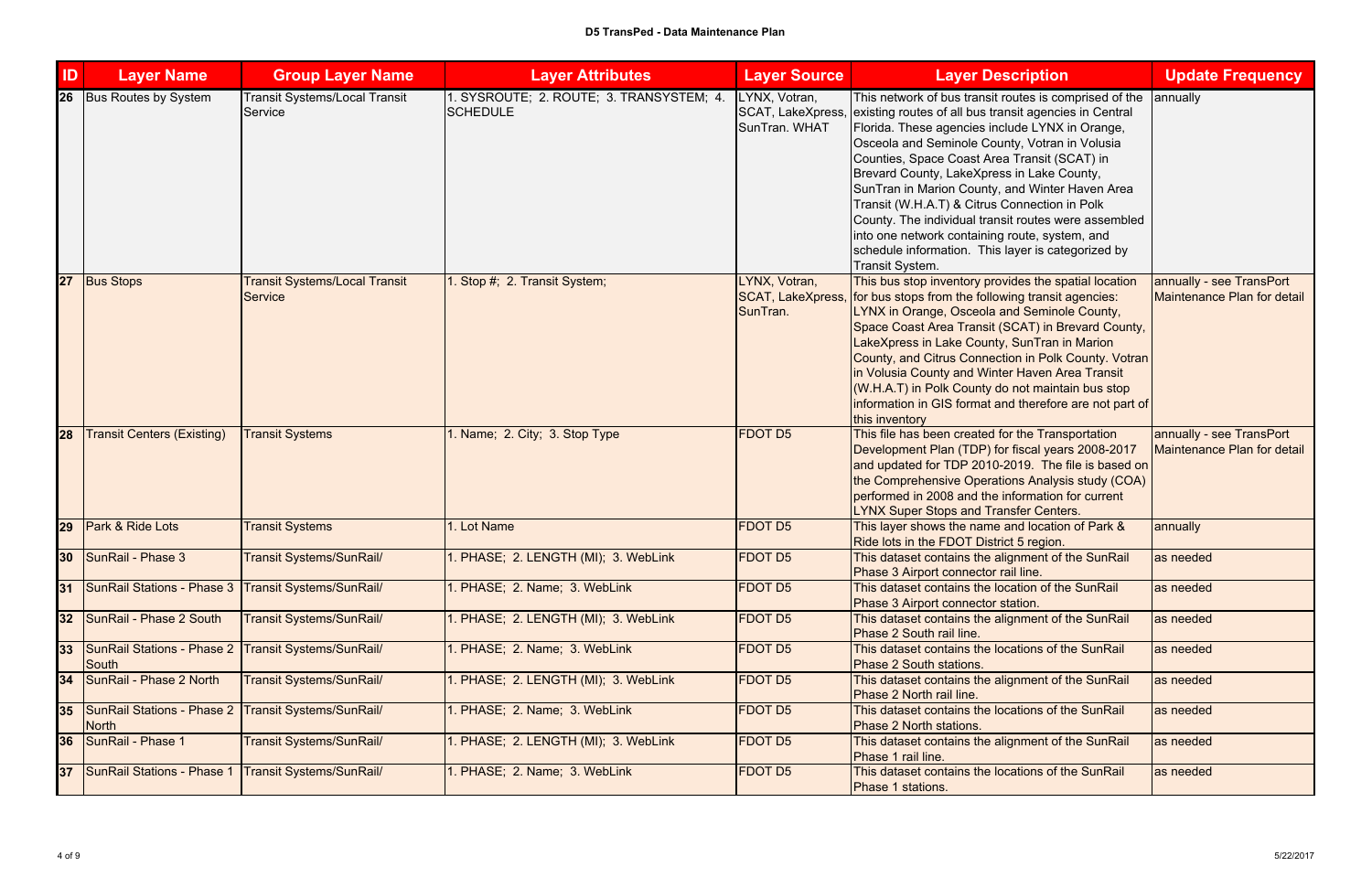**D5 TransPed - Data Maintenance Plan**

| ID | Layer Name | Group Layer Name | Layer Attributes | Layer Source | Layer Description | Update Frequency |
|---|---|---|---|---|---|---|
| 26 | Bus Routes by System | Transit Systems/Local Transit Service | 1. SYSROUTE; 2. ROUTE; 3. TRANSYSTEM; 4. SCHEDULE | LYNX, Votran, SCAT, LakeXpress, SunTran. WHAT | This network of bus transit routes is comprised of the existing routes of all bus transit agencies in Central Florida. These agencies include LYNX in Orange, Osceola and Seminole County, Votran in Volusia Counties, Space Coast Area Transit (SCAT) in Brevard County, LakeXpress in Lake County, SunTran in Marion County, and Winter Haven Area Transit (W.H.A.T) & Citrus Connection in Polk County. The individual transit routes were assembled into one network containing route, system, and schedule information. This layer is categorized by Transit System. | annually |
| 27 | Bus Stops | Transit Systems/Local Transit Service | 1. Stop #; 2. Transit System; | LYNX, Votran, SCAT, LakeXpress, SunTran. | This bus stop inventory provides the spatial location for bus stops from the following transit agencies: LYNX in Orange, Osceola and Seminole County, Space Coast Area Transit (SCAT) in Brevard County, LakeXpress in Lake County, SunTran in Marion County, and Citrus Connection in Polk County. Votran in Volusia County and Winter Haven Area Transit (W.H.A.T) in Polk County do not maintain bus stop information in GIS format and therefore are not part of this inventory | annually - see TransPort Maintenance Plan for detail |
| 28 | Transit Centers (Existing) | Transit Systems | 1. Name; 2. City; 3. Stop Type | FDOT D5 | This file has been created for the Transportation Development Plan (TDP) for fiscal years 2008-2017 and updated for TDP 2010-2019. The file is based on the Comprehensive Operations Analysis study (COA) performed in 2008 and the information for current LYNX Super Stops and Transfer Centers. | annually - see TransPort Maintenance Plan for detail |
| 29 | Park & Ride Lots | Transit Systems | 1. Lot Name | FDOT D5 | This layer shows the name and location of Park & Ride lots in the FDOT District 5 region. | annually |
| 30 | SunRail - Phase 3 | Transit Systems/SunRail/ | 1. PHASE; 2. LENGTH (MI); 3. WebLink | FDOT D5 | This dataset contains the alignment of the SunRail Phase 3 Airport connector rail line. | as needed |
| 31 | SunRail Stations - Phase 3 | Transit Systems/SunRail/ | 1. PHASE; 2. Name; 3. WebLink | FDOT D5 | This dataset contains the location of the SunRail Phase 3 Airport connector station. | as needed |
| 32 | SunRail - Phase 2 South | Transit Systems/SunRail/ | 1. PHASE; 2. LENGTH (MI); 3. WebLink | FDOT D5 | This dataset contains the alignment of the SunRail Phase 2 South rail line. | as needed |
| 33 | SunRail Stations - Phase 2 South | Transit Systems/SunRail/ | 1. PHASE; 2. Name; 3. WebLink | FDOT D5 | This dataset contains the locations of the SunRail Phase 2 South stations. | as needed |
| 34 | SunRail - Phase 2 North | Transit Systems/SunRail/ | 1. PHASE; 2. LENGTH (MI); 3. WebLink | FDOT D5 | This dataset contains the alignment of the SunRail Phase 2 North rail line. | as needed |
| 35 | SunRail Stations - Phase 2 North | Transit Systems/SunRail/ | 1. PHASE; 2. Name; 3. WebLink | FDOT D5 | This dataset contains the locations of the SunRail Phase 2 North stations. | as needed |
| 36 | SunRail - Phase 1 | Transit Systems/SunRail/ | 1. PHASE; 2. LENGTH (MI); 3. WebLink | FDOT D5 | This dataset contains the alignment of the SunRail Phase 1 rail line. | as needed |
| 37 | SunRail Stations - Phase 1 | Transit Systems/SunRail/ | 1. PHASE; 2. Name; 3. WebLink | FDOT D5 | This dataset contains the locations of the SunRail Phase 1 stations. | as needed |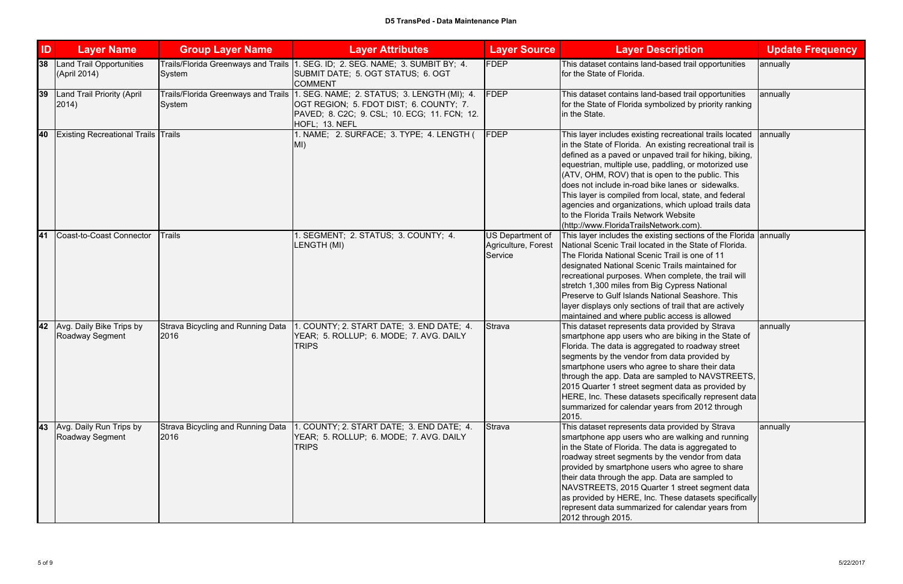# D5 TransPed - Data Maintenance Plan

| ID | Layer Name | Group Layer Name | Layer Attributes | Layer Source | Layer Description | Update Frequency |
|---|---|---|---|---|---|---|
| 38 | Land Trail Opportunities (April 2014) | Trails/Florida Greenways and Trails System | 1. SEG. ID; 2. SEG. NAME; 3. SUMBIT BY; 4. SUBMIT DATE; 5. OGT STATUS; 6. OGT COMMENT | FDEP | This dataset contains land-based trail opportunities for the State of Florida. | annually |
| 39 | Land Trail Priority (April 2014) | Trails/Florida Greenways and Trails System | 1. SEG. NAME; 2. STATUS; 3. LENGTH (MI); 4. OGT REGION; 5. FDOT DIST; 6. COUNTY; 7. PAVED; 8. C2C; 9. CSL; 10. ECG; 11. FCN; 12. HOFL; 13. NEFL | FDEP | This dataset contains land-based trail opportunities for the State of Florida symbolized by priority ranking in the State. | annually |
| 40 | Existing Recreational Trails | Trails | 1. NAME; 2. SURFACE; 3. TYPE; 4. LENGTH ( MI) | FDEP | This layer includes existing recreational trails located in the State of Florida. An existing recreational trail is defined as a paved or unpaved trail for hiking, biking, equestrian, multiple use, paddling, or motorized use (ATV, OHM, ROV) that is open to the public. This does not include in-road bike lanes or sidewalks. This layer is compiled from local, state, and federal agencies and organizations, which upload trails data to the Florida Trails Network Website (http://www.FloridaTrailsNetwork.com). | annually |
| 41 | Coast-to-Coast Connector | Trails | 1. SEGMENT; 2. STATUS; 3. COUNTY; 4. LENGTH (MI) | US Department of Agriculture, Forest Service | This layer includes the existing sections of the Florida National Scenic Trail located in the State of Florida. The Florida National Scenic Trail is one of 11 designated National Scenic Trails maintained for recreational purposes. When complete, the trail will stretch 1,300 miles from Big Cypress National Preserve to Gulf Islands National Seashore. This layer displays only sections of trail that are actively maintained and where public access is allowed | annually |
| 42 | Avg. Daily Bike Trips by Roadway Segment | Strava Bicycling and Running Data 2016 | 1. COUNTY; 2. START DATE; 3. END DATE; 4. YEAR; 5. ROLLUP; 6. MODE; 7. AVG. DAILY TRIPS | Strava | This dataset represents data provided by Strava smartphone app users who are biking in the State of Florida. The data is aggregated to roadway street segments by the vendor from data provided by smartphone users who agree to share their data through the app. Data are sampled to NAVSTREETS, 2015 Quarter 1 street segment data as provided by HERE, Inc. These datasets specifically represent data summarized for calendar years from 2012 through 2015. | annually |
| 43 | Avg. Daily Run Trips by Roadway Segment | Strava Bicycling and Running Data 2016 | 1. COUNTY; 2. START DATE; 3. END DATE; 4. YEAR; 5. ROLLUP; 6. MODE; 7. AVG. DAILY TRIPS | Strava | This dataset represents data provided by Strava smartphone app users who are walking and running in the State of Florida. The data is aggregated to roadway street segments by the vendor from data provided by smartphone users who agree to share their data through the app. Data are sampled to NAVSTREETS, 2015 Quarter 1 street segment data as provided by HERE, Inc. These datasets specifically represent data summarized for calendar years from 2012 through 2015. | annually |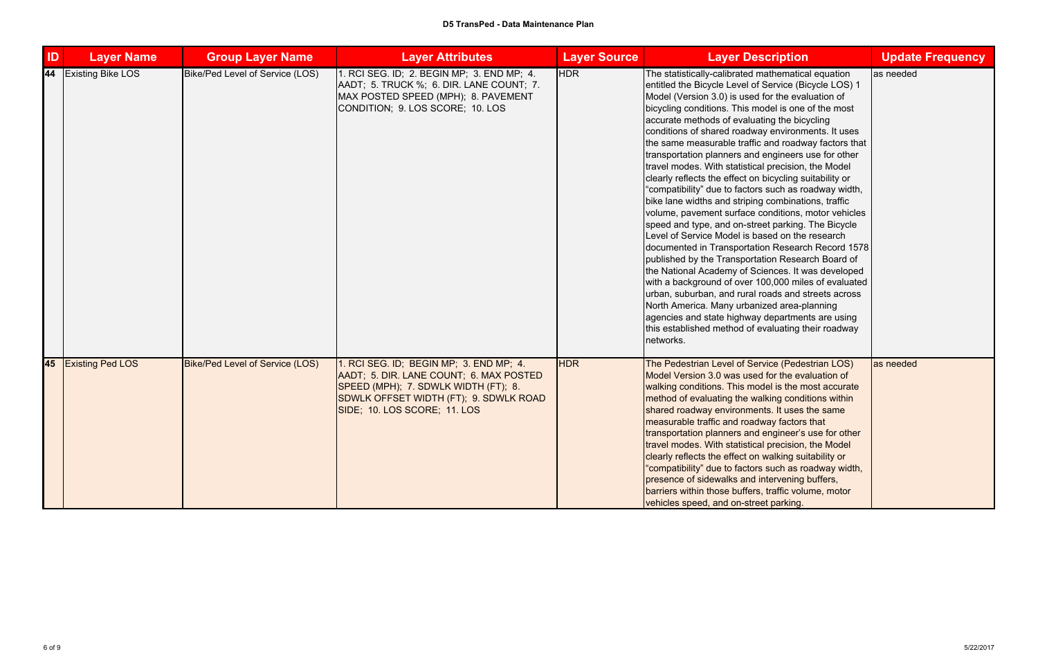| ID | Layer Name | Group Layer Name | Layer Attributes | Layer Source | Layer Description | Update Frequency |
| --- | --- | --- | --- | --- | --- | --- |
| 44 | Existing Bike LOS | Bike/Ped Level of Service (LOS) | 1. RCI SEG. ID; 2. BEGIN MP; 3. END MP; 4. AADT; 5. TRUCK %; 6. DIR. LANE COUNT; 7. MAX POSTED SPEED (MPH); 8. PAVEMENT CONDITION; 9. LOS SCORE; 10. LOS | HDR | The statistically-calibrated mathematical equation entitled the Bicycle Level of Service (Bicycle LOS) 1 Model (Version 3.0) is used for the evaluation of bicycling conditions. This model is one of the most accurate methods of evaluating the bicycling conditions of shared roadway environments. It uses the same measurable traffic and roadway factors that transportation planners and engineers use for other travel modes. With statistical precision, the Model clearly reflects the effect on bicycling suitability or "compatibility" due to factors such as roadway width, bike lane widths and striping combinations, traffic volume, pavement surface conditions, motor vehicles speed and type, and on-street parking. The Bicycle Level of Service Model is based on the research documented in Transportation Research Record 1578 published by the Transportation Research Board of the National Academy of Sciences. It was developed with a background of over 100,000 miles of evaluated urban, suburban, and rural roads and streets across North America. Many urbanized area-planning agencies and state highway departments are using this established method of evaluating their roadway networks. | as needed |
| 45 | Existing Ped LOS | Bike/Ped Level of Service (LOS) | 1. RCI SEG. ID; BEGIN MP; 3. END MP; 4. AADT; 5. DIR. LANE COUNT; 6. MAX POSTED SPEED (MPH); 7. SDWLK WIDTH (FT); 8. SDWLK OFFSET WIDTH (FT); 9. SDWLK ROAD SIDE; 10. LOS SCORE; 11. LOS | HDR | The Pedestrian Level of Service (Pedestrian LOS) Model Version 3.0 was used for the evaluation of walking conditions. This model is the most accurate method of evaluating the walking conditions within shared roadway environments. It uses the same measurable traffic and roadway factors that transportation planners and engineer's use for other travel modes. With statistical precision, the Model clearly reflects the effect on walking suitability or "compatibility" due to factors such as roadway width, presence of sidewalks and intervening buffers, barriers within those buffers, traffic volume, motor vehicles speed, and on-street parking. | as needed |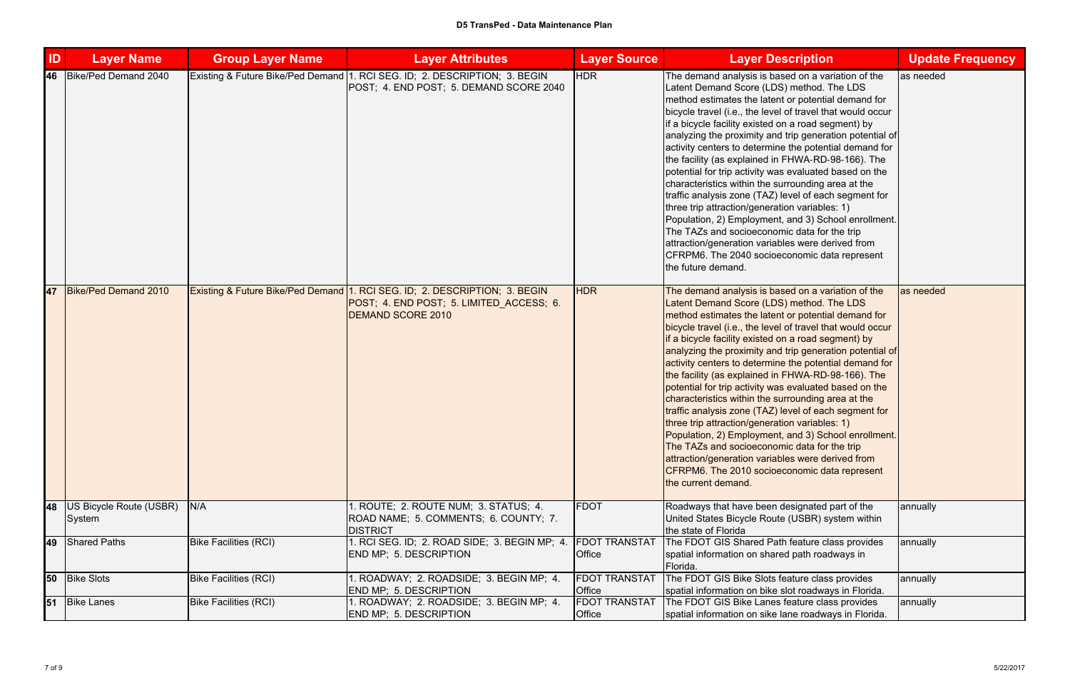**D5 TransPed - Data Maintenance Plan**

| ID | Layer Name | Group Layer Name | Layer Attributes | Layer Source | Layer Description | Update Frequency |
|---|---|---|---|---|---|---|
| 46 | Bike/Ped Demand 2040 | Existing & Future Bike/Ped Demand | 1. RCI SEG. ID; 2. DESCRIPTION; 3. BEGIN POST; 4. END POST; 5. DEMAND SCORE 2040 | HDR | The demand analysis is based on a variation of the Latent Demand Score (LDS) method. The LDS method estimates the latent or potential demand for bicycle travel (i.e., the level of travel that would occur if a bicycle facility existed on a road segment) by analyzing the proximity and trip generation potential of activity centers to determine the potential demand for the facility (as explained in FHWA-RD-98-166). The potential for trip activity was evaluated based on the characteristics within the surrounding area at the traffic analysis zone (TAZ) level of each segment for three trip attraction/generation variables: 1) Population, 2) Employment, and 3) School enrollment. The TAZs and socioeconomic data for the trip attraction/generation variables were derived from CFRPM6. The 2040 socioeconomic data represent the future demand. | as needed |
| 47 | Bike/Ped Demand 2010 | Existing & Future Bike/Ped Demand | 1. RCI SEG. ID; 2. DESCRIPTION; 3. BEGIN POST; 4. END POST; 5. LIMITED_ACCESS; 6. DEMAND SCORE 2010 | HDR | The demand analysis is based on a variation of the Latent Demand Score (LDS) method. The LDS method estimates the latent or potential demand for bicycle travel (i.e., the level of travel that would occur if a bicycle facility existed on a road segment) by analyzing the proximity and trip generation potential of activity centers to determine the potential demand for the facility (as explained in FHWA-RD-98-166). The potential for trip activity was evaluated based on the characteristics within the surrounding area at the traffic analysis zone (TAZ) level of each segment for three trip attraction/generation variables: 1) Population, 2) Employment, and 3) School enrollment. The TAZs and socioeconomic data for the trip attraction/generation variables were derived from CFRPM6. The 2010 socioeconomic data represent the current demand. | as needed |
| 48 | US Bicycle Route (USBR) System | N/A | 1. ROUTE; 2. ROUTE NUM; 3. STATUS; 4. ROAD NAME; 5. COMMENTS; 6. COUNTY; 7. DISTRICT | FDOT | Roadways that have been designated part of the United States Bicycle Route (USBR) system within the state of Florida | annually |
| 49 | Shared Paths | Bike Facilities (RCI) | 1. RCI SEG. ID; 2. ROAD SIDE; 3. BEGIN MP; 4. END MP; 5. DESCRIPTION | FDOT TRANSTAT Office | The FDOT GIS Shared Path feature class provides spatial information on shared path roadways in Florida. | annually |
| 50 | Bike Slots | Bike Facilities (RCI) | 1. ROADWAY; 2. ROADSIDE; 3. BEGIN MP; 4. END MP; 5. DESCRIPTION | FDOT TRANSTAT Office | The FDOT GIS Bike Slots feature class provides spatial information on bike slot roadways in Florida. | annually |
| 51 | Bike Lanes | Bike Facilities (RCI) | 1. ROADWAY; 2. ROADSIDE; 3. BEGIN MP; 4. END MP; 5. DESCRIPTION | FDOT TRANSTAT Office | The FDOT GIS Bike Lanes feature class provides spatial information on sike lane roadways in Florida. | annually |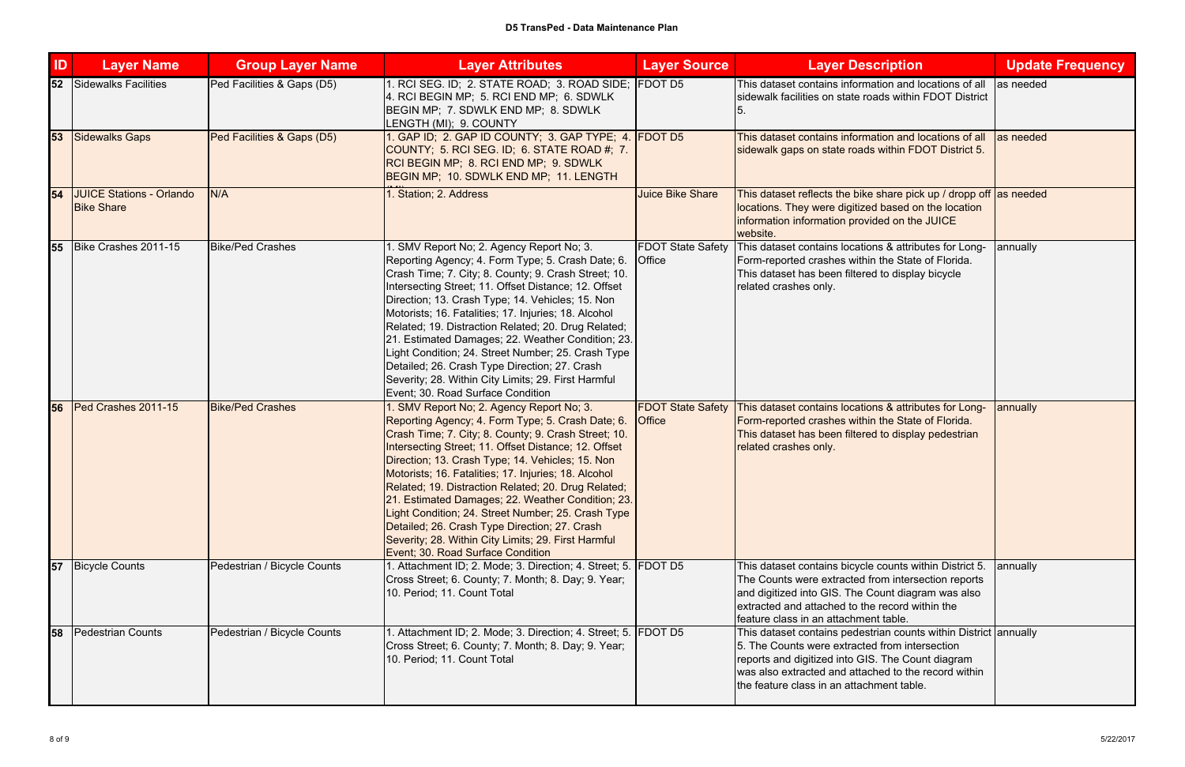**D5 TransPed - Data Maintenance Plan**

| ID | Layer Name | Group Layer Name | Layer Attributes | Layer Source | Layer Description | Update Frequency |
|---|---|---|---|---|---|---|
| 52 | Sidewalks Facilities | Ped Facilities & Gaps (D5) | 1. RCI SEG. ID; 2. STATE ROAD; 3. ROAD SIDE; 4. RCI BEGIN MP; 5. RCI END MP; 6. SDWLK BEGIN MP; 7. SDWLK END MP; 8. SDWLK LENGTH (MI); 9. COUNTY | FDOT D5 | This dataset contains information and locations of all sidewalk facilities on state roads within FDOT District 5. | as needed |
| 53 | Sidewalks Gaps | Ped Facilities & Gaps (D5) | 1. GAP ID; 2. GAP ID COUNTY; 3. GAP TYPE; 4. COUNTY; 5. RCI SEG. ID; 6. STATE ROAD #; 7. RCI BEGIN MP; 8. RCI END MP; 9. SDWLK BEGIN MP; 10. SDWLK END MP; 11. LENGTH (MI) | FDOT D5 | This dataset contains information and locations of all sidewalk gaps on state roads within FDOT District 5. | as needed |
| 54 | JUICE Stations - Orlando Bike Share | N/A | 1. Station; 2. Address | Juice Bike Share | This dataset reflects the bike share pick up / dropp off locations. They were digitized based on the location information information provided on the JUICE website. | as needed |
| 55 | Bike Crashes 2011-15 | Bike/Ped Crashes | 1. SMV Report No; 2. Agency Report No; 3. Reporting Agency; 4. Form Type; 5. Crash Date; 6. Crash Time; 7. City; 8. County; 9. Crash Street; 10. Intersecting Street; 11. Offset Distance; 12. Offset Direction; 13. Crash Type; 14. Vehicles; 15. Non Motorists; 16. Fatalities; 17. Injuries; 18. Alcohol Related; 19. Distraction Related; 20. Drug Related; 21. Estimated Damages; 22. Weather Condition; 23. Light Condition; 24. Street Number; 25. Crash Type Detailed; 26. Crash Type Direction; 27. Crash Severity; 28. Within City Limits; 29. First Harmful Event; 30. Road Surface Condition | FDOT State Safety Office | This dataset contains locations & attributes for Long-Form-reported crashes within the State of Florida. This dataset has been filtered to display bicycle related crashes only. | annually |
| 56 | Ped Crashes 2011-15 | Bike/Ped Crashes | 1. SMV Report No; 2. Agency Report No; 3. Reporting Agency; 4. Form Type; 5. Crash Date; 6. Crash Time; 7. City; 8. County; 9. Crash Street; 10. Intersecting Street; 11. Offset Distance; 12. Offset Direction; 13. Crash Type; 14. Vehicles; 15. Non Motorists; 16. Fatalities; 17. Injuries; 18. Alcohol Related; 19. Distraction Related; 20. Drug Related; 21. Estimated Damages; 22. Weather Condition; 23. Light Condition; 24. Street Number; 25. Crash Type Detailed; 26. Crash Type Direction; 27. Crash Severity; 28. Within City Limits; 29. First Harmful Event; 30. Road Surface Condition | FDOT State Safety Office | This dataset contains locations & attributes for Long-Form-reported crashes within the State of Florida. This dataset has been filtered to display pedestrian related crashes only. | annually |
| 57 | Bicycle Counts | Pedestrian / Bicycle Counts | 1. Attachment ID; 2. Mode; 3. Direction; 4. Street; 5. Cross Street; 6. County; 7. Month; 8. Day; 9. Year; 10. Period; 11. Count Total | FDOT D5 | This dataset contains bicycle counts within District 5. The Counts were extracted from intersection reports and digitized into GIS. The Count diagram was also extracted and attached to the record within the feature class in an attachment table. | annually |
| 58 | Pedestrian Counts | Pedestrian / Bicycle Counts | 1. Attachment ID; 2. Mode; 3. Direction; 4. Street; 5. Cross Street; 6. County; 7. Month; 8. Day; 9. Year; 10. Period; 11. Count Total | FDOT D5 | This dataset contains pedestrian counts within District 5. The Counts were extracted from intersection reports and digitized into GIS. The Count diagram was also extracted and attached to the record within the feature class in an attachment table. | annually |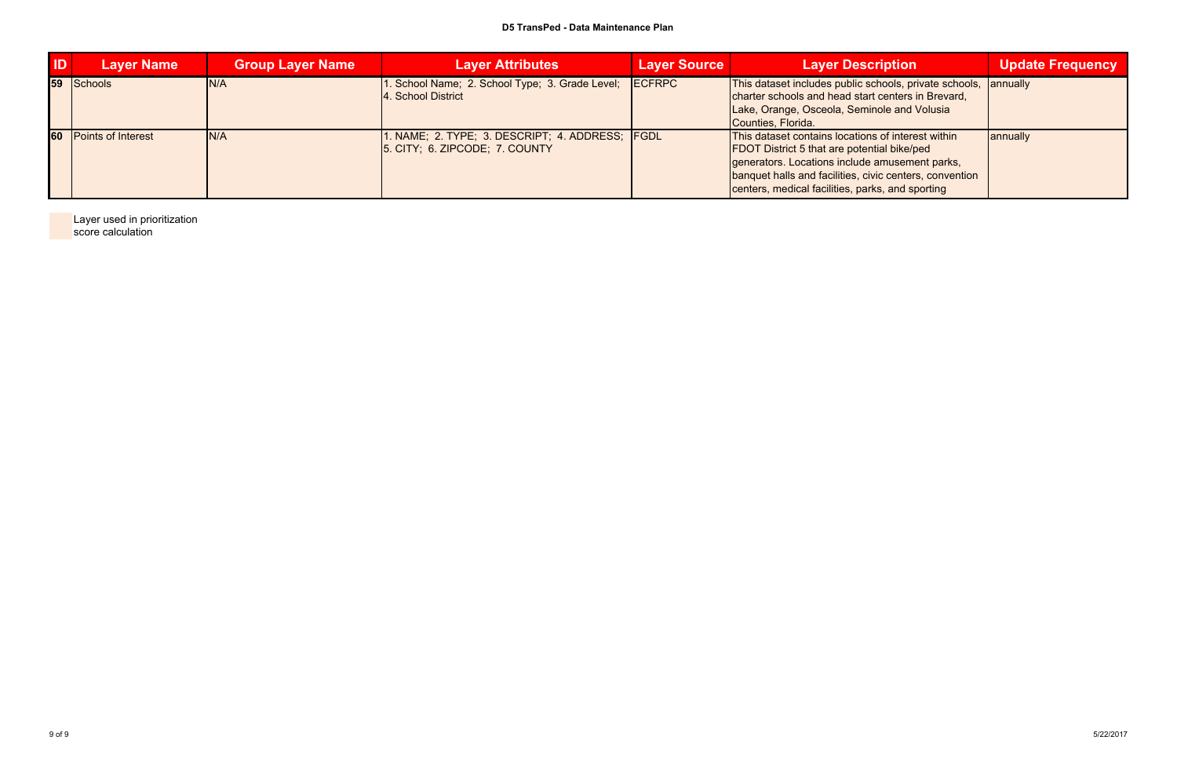| ID | Layer Name | Group Layer Name | Layer Attributes | Layer Source | Layer Description | Update Frequency |
|---|---|---|---|---|---|---|
| 59 | Schools | N/A | 1. School Name; 2. School Type; 3. Grade Level; 4. School District | ECFRPC | This dataset includes public schools, private schools, charter schools and head start centers in Brevard, Lake, Orange, Osceola, Seminole and Volusia Counties, Florida. | annually |
| 60 | Points of Interest | N/A | 1. NAME; 2. TYPE; 3. DESCRIPT; 4. ADDRESS; 5. CITY; 6. ZIPCODE; 7. COUNTY | FGDL | This dataset contains locations of interest within FDOT District 5 that are potential bike/ped generators. Locations include amusement parks, banquet halls and facilities, civic centers, convention centers, medical facilities, parks, and sporting | annually |

Layer used in prioritization score calculation